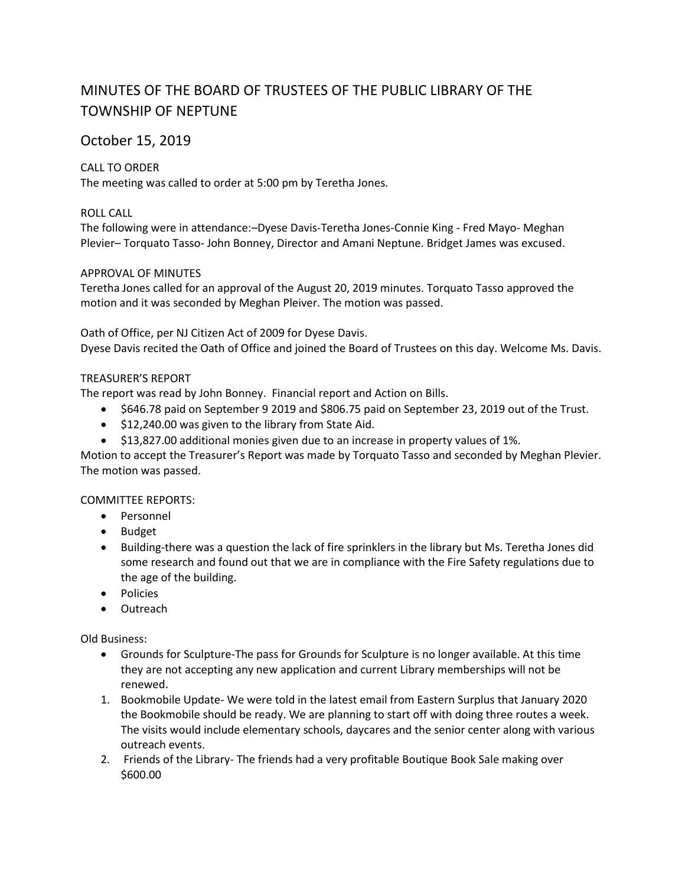# MINUTES OF THE BOARD OF TRUSTEES OF THE PUBLIC LIBRARY OF THE TOWNSHIP OF NEPTUNE

## October 15, 2019

CALL TO ORDER
The meeting was called to order at 5:00 pm by Teretha Jones.

ROLL CALL
The following were in attendance:–Dyese Davis-Teretha Jones-Connie King - Fred Mayo- Meghan Plevier– Torquato Tasso- John Bonney, Director and Amani Neptune. Bridget James was excused.

APPROVAL OF MINUTES
Teretha Jones called for an approval of the August 20, 2019 minutes. Torquato Tasso approved the motion and it was seconded by Meghan Pleiver. The motion was passed.

Oath of Office, per NJ Citizen Act of 2009 for Dyese Davis.
Dyese Davis recited the Oath of Office and joined the Board of Trustees on this day. Welcome Ms. Davis.

TREASURER'S REPORT
The report was read by John Bonney. Financial report and Action on Bills.

- $646.78 paid on September 9 2019 and $806.75 paid on September 23, 2019 out of the Trust.
- $12,240.00 was given to the library from State Aid.
- $13,827.00 additional monies given due to an increase in property values of 1%.

Motion to accept the Treasurer's Report was made by Torquato Tasso and seconded by Meghan Plevier. The motion was passed.

COMMITTEE REPORTS:

- Personnel
- Budget
- Building-there was a question the lack of fire sprinklers in the library but Ms. Teretha Jones did some research and found out that we are in compliance with the Fire Safety regulations due to the age of the building.
- Policies
- Outreach

Old Business:

- Grounds for Sculpture-The pass for Grounds for Sculpture is no longer available. At this time they are not accepting any new application and current Library memberships will not be renewed.

1. Bookmobile Update- We were told in the latest email from Eastern Surplus that January 2020 the Bookmobile should be ready. We are planning to start off with doing three routes a week. The visits would include elementary schools, daycares and the senior center along with various outreach events.
2. Friends of the Library- The friends had a very profitable Boutique Book Sale making over $600.00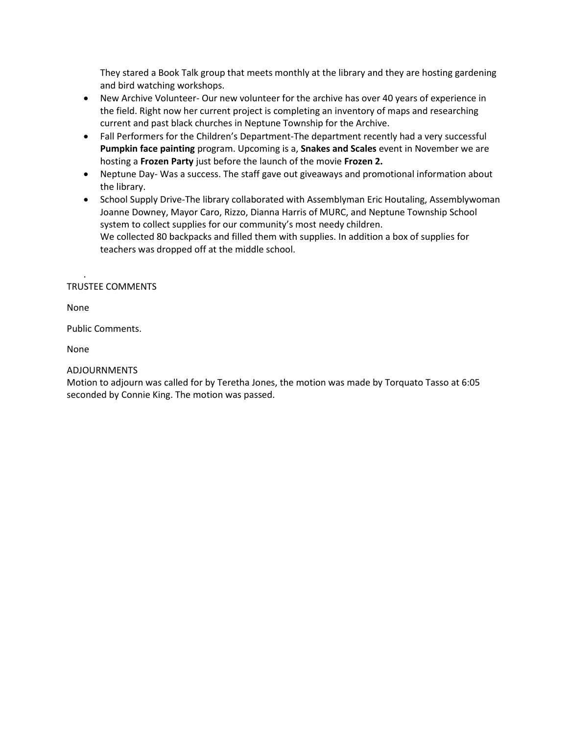They stared a Book Talk group that meets monthly at the library and they are hosting gardening and bird watching workshops.

- New Archive Volunteer- Our new volunteer for the archive has over 40 years of experience in the field. Right now her current project is completing an inventory of maps and researching current and past black churches in Neptune Township for the Archive.
- Fall Performers for the Children's Department-The department recently had a very successful **Pumpkin face painting** program. Upcoming is a, **Snakes and Scales** event in November we are hosting a **Frozen Party** just before the launch of the movie **Frozen 2.**
- Neptune Day- Was a success. The staff gave out giveaways and promotional information about the library.
- School Supply Drive-The library collaborated with Assemblyman Eric Houtaling, Assemblywoman Joanne Downey, Mayor Caro, Rizzo, Dianna Harris of MURC, and Neptune Township School system to collect supplies for our community's most needy children.
  We collected 80 backpacks and filled them with supplies. In addition a box of supplies for teachers was dropped off at the middle school.

.

TRUSTEE COMMENTS

None

Public Comments.

None

ADJOURNMENTS

Motion to adjourn was called for by Teretha Jones, the motion was made by Torquato Tasso at 6:05 seconded by Connie King. The motion was passed.